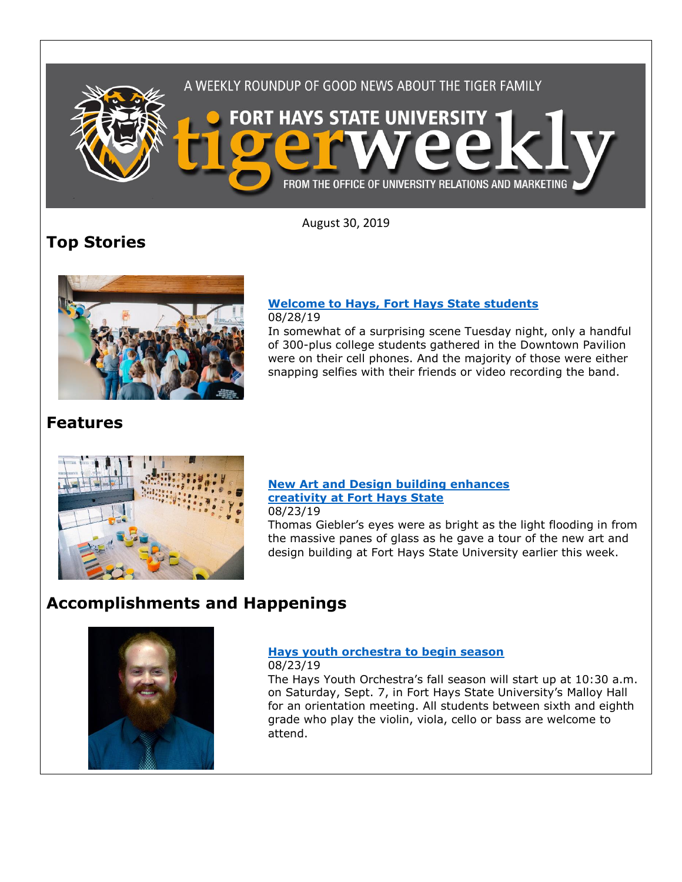A WEEKLY ROUNDUP OF GOOD NEWS ABOUT THE TIGER FAMILY

FORT HAYS STATE UNIVERSITY

# tigerweekly

FROM THE OFFICE OF UNIVERSITY RELATIONS AND MARKETING

August 30, 2019

## Top Stories

**Welcome to Hays, Fort Hays State students**
08/28/19
In somewhat of a surprising scene Tuesday night, only a handful of 300-plus college students gathered in the Downtown Pavilion were on their cell phones. And the majority of those were either snapping selfies with their friends or video recording the band.

## Features

**New Art and Design building enhances creativity at Fort Hays State**
08/23/19
Thomas Giebler's eyes were as bright as the light flooding in from the massive panes of glass as he gave a tour of the new art and design building at Fort Hays State University earlier this week.

## Accomplishments and Happenings

**Hays youth orchestra to begin season**
08/23/19
The Hays Youth Orchestra's fall season will start up at 10:30 a.m. on Saturday, Sept. 7, in Fort Hays State University's Malloy Hall for an orientation meeting. All students between sixth and eighth grade who play the violin, viola, cello or bass are welcome to attend.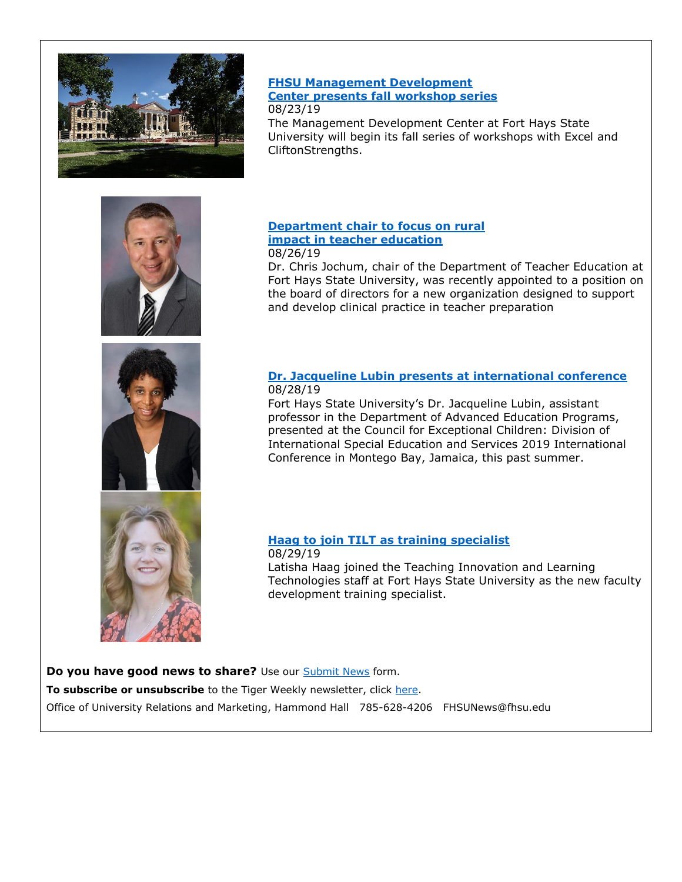### [FHSU Management Development Center presents fall workshop series]

08/23/19

The Management Development Center at Fort Hays State University will begin its fall series of workshops with Excel and CliftonStrengths.

### [Department chair to focus on rural impact in teacher education]

08/26/19

Dr. Chris Jochum, chair of the Department of Teacher Education at Fort Hays State University, was recently appointed to a position on the board of directors for a new organization designed to support and develop clinical practice in teacher preparation

### [Dr. Jacqueline Lubin presents at international conference]

08/28/19

Fort Hays State University's Dr. Jacqueline Lubin, assistant professor in the Department of Advanced Education Programs, presented at the Council for Exceptional Children: Division of International Special Education and Services 2019 International Conference in Montego Bay, Jamaica, this past summer.

### [Haag to join TILT as training specialist]

08/29/19

Latisha Haag joined the Teaching Innovation and Learning Technologies staff at Fort Hays State University as the new faculty development training specialist.

**Do you have good news to share?** Use our Submit News form.

**To subscribe or unsubscribe** to the Tiger Weekly newsletter, click here.

Office of University Relations and Marketing, Hammond Hall 785-628-4206 FHSUNews@fhsu.edu